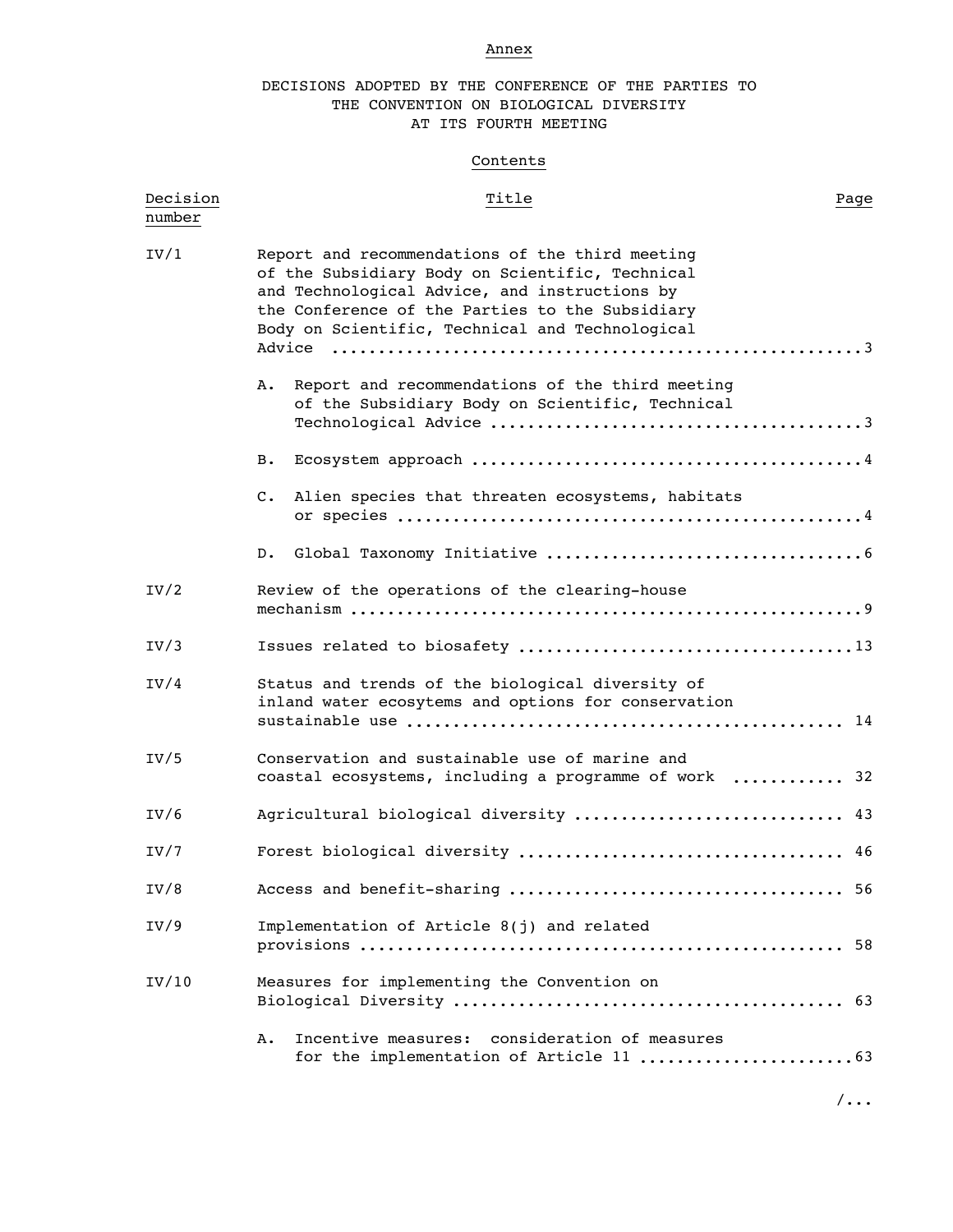Annex

# DECISIONS ADOPTED BY THE CONFERENCE OF THE PARTIES TO THE CONVENTION ON BIOLOGICAL DIVERSITY AT ITS FOURTH MEETING

## Contents

| Decision number | Title | Page |
| --- | --- | --- |
| IV/1 | Report and recommendations of the third meeting of the Subsidiary Body on Scientific, Technical and Technological Advice, and instructions by the Conference of the Parties to the Subsidiary Body on Scientific, Technical and Technological Advice | 3 |
| | A. Report and recommendations of the third meeting of the Subsidiary Body on Scientific, Technical Technological Advice | 3 |
| | B. Ecosystem approach | 4 |
| | C. Alien species that threaten ecosystems, habitats or species | 4 |
| | D. Global Taxonomy Initiative | 6 |
| IV/2 | Review of the operations of the clearing-house mechanism | 9 |
| IV/3 | Issues related to biosafety | 13 |
| IV/4 | Status and trends of the biological diversity of inland water ecosytems and options for conservation sustainable use | 14 |
| IV/5 | Conservation and sustainable use of marine and coastal ecosystems, including a programme of work | 32 |
| IV/6 | Agricultural biological diversity | 43 |
| IV/7 | Forest biological diversity | 46 |
| IV/8 | Access and benefit-sharing | 56 |
| IV/9 | Implementation of Article 8(j) and related provisions | 58 |
| IV/10 | Measures for implementing the Convention on Biological Diversity | 63 |
| | A. Incentive measures: consideration of measures for the implementation of Article 11 | 63 |

/...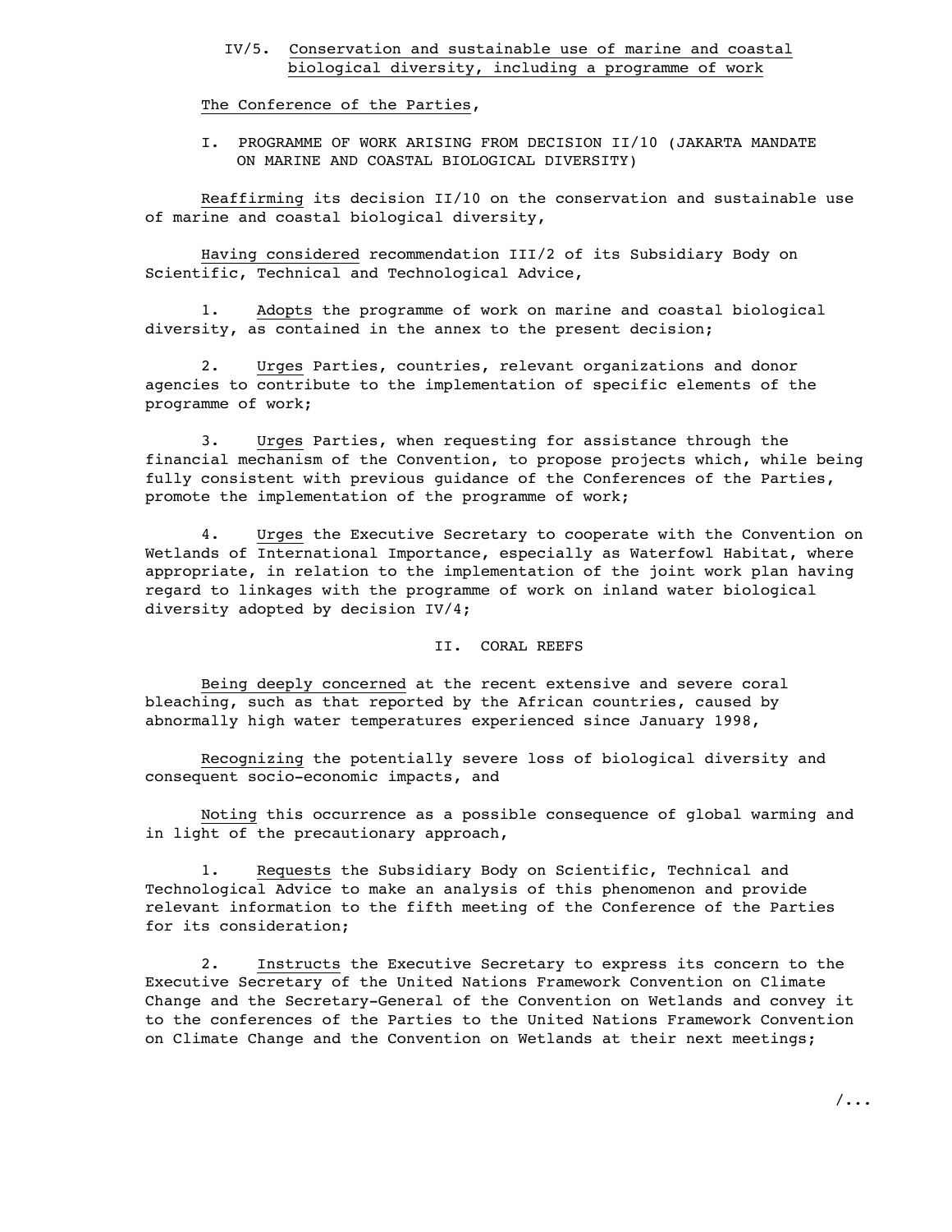### IV/5. Conservation and sustainable use of marine and coastal biological diversity, including a programme of work

The Conference of the Parties,

#### I. PROGRAMME OF WORK ARISING FROM DECISION II/10 (JAKARTA MANDATE ON MARINE AND COASTAL BIOLOGICAL DIVERSITY)

Reaffirming its decision II/10 on the conservation and sustainable use of marine and coastal biological diversity,

Having considered recommendation III/2 of its Subsidiary Body on Scientific, Technical and Technological Advice,

1. Adopts the programme of work on marine and coastal biological diversity, as contained in the annex to the present decision;

2. Urges Parties, countries, relevant organizations and donor agencies to contribute to the implementation of specific elements of the programme of work;

3. Urges Parties, when requesting for assistance through the financial mechanism of the Convention, to propose projects which, while being fully consistent with previous guidance of the Conferences of the Parties, promote the implementation of the programme of work;

4. Urges the Executive Secretary to cooperate with the Convention on Wetlands of International Importance, especially as Waterfowl Habitat, where appropriate, in relation to the implementation of the joint work plan having regard to linkages with the programme of work on inland water biological diversity adopted by decision IV/4;

#### II. CORAL REEFS

Being deeply concerned at the recent extensive and severe coral bleaching, such as that reported by the African countries, caused by abnormally high water temperatures experienced since January 1998,

Recognizing the potentially severe loss of biological diversity and consequent socio-economic impacts, and

Noting this occurrence as a possible consequence of global warming and in light of the precautionary approach,

1. Requests the Subsidiary Body on Scientific, Technical and Technological Advice to make an analysis of this phenomenon and provide relevant information to the fifth meeting of the Conference of the Parties for its consideration;

2. Instructs the Executive Secretary to express its concern to the Executive Secretary of the United Nations Framework Convention on Climate Change and the Secretary-General of the Convention on Wetlands and convey it to the conferences of the Parties to the United Nations Framework Convention on Climate Change and the Convention on Wetlands at their next meetings;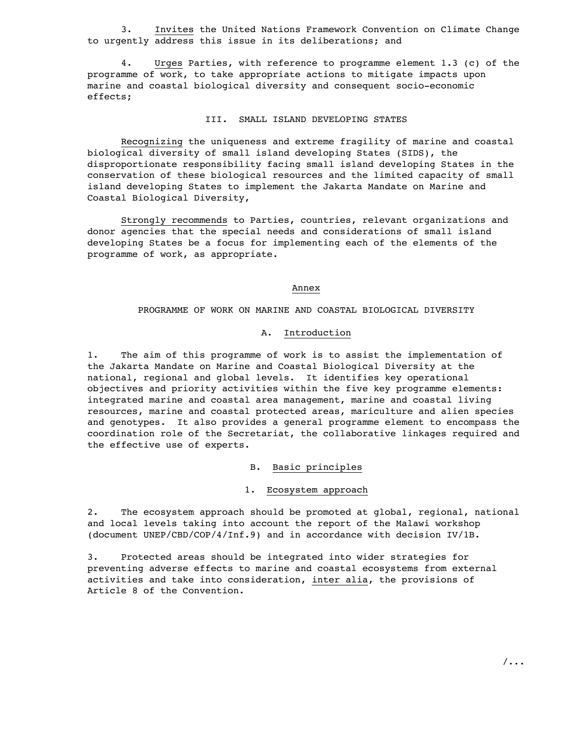3. *Invites* the United Nations Framework Convention on Climate Change to urgently address this issue in its deliberations; and

4. *Urges* Parties, with reference to programme element 1.3 (c) of the programme of work, to take appropriate actions to mitigate impacts upon marine and coastal biological diversity and consequent socio-economic effects;

## III. SMALL ISLAND DEVELOPING STATES

*Recognizing* the uniqueness and extreme fragility of marine and coastal biological diversity of small island developing States (SIDS), the disproportionate responsibility facing small island developing States in the conservation of these biological resources and the limited capacity of small island developing States to implement the Jakarta Mandate on Marine and Coastal Biological Diversity,

*Strongly recommends* to Parties, countries, relevant organizations and donor agencies that the special needs and considerations of small island developing States be a focus for implementing each of the elements of the programme of work, as appropriate.

## Annex

## PROGRAMME OF WORK ON MARINE AND COASTAL BIOLOGICAL DIVERSITY

### A. Introduction

1. The aim of this programme of work is to assist the implementation of the Jakarta Mandate on Marine and Coastal Biological Diversity at the national, regional and global levels. It identifies key operational objectives and priority activities within the five key programme elements: integrated marine and coastal area management, marine and coastal living resources, marine and coastal protected areas, mariculture and alien species and genotypes. It also provides a general programme element to encompass the coordination role of the Secretariat, the collaborative linkages required and the effective use of experts.

### B. Basic principles

#### 1. Ecosystem approach

2. The ecosystem approach should be promoted at global, regional, national and local levels taking into account the report of the Malawi workshop (document UNEP/CBD/COP/4/Inf.9) and in accordance with decision IV/1B.

3. Protected areas should be integrated into wider strategies for preventing adverse effects to marine and coastal ecosystems from external activities and take into consideration, *inter alia*, the provisions of Article 8 of the Convention.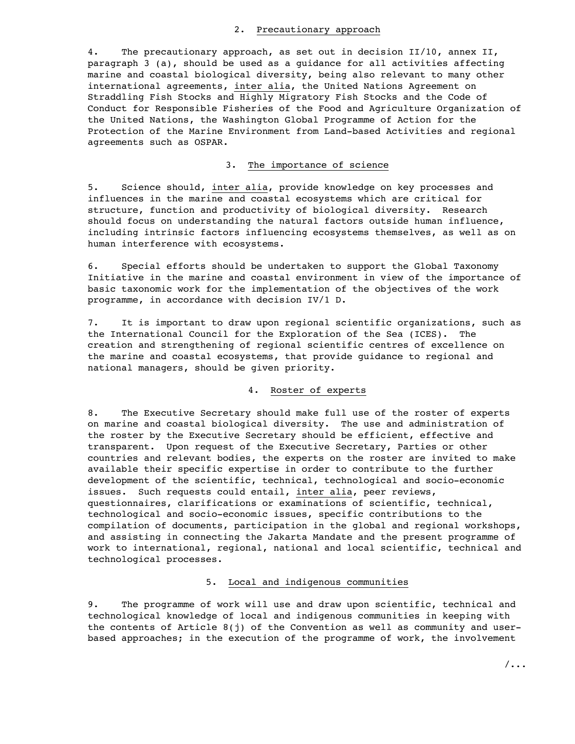## 2. Precautionary approach

4. The precautionary approach, as set out in decision II/10, annex II, paragraph 3 (a), should be used as a guidance for all activities affecting marine and coastal biological diversity, being also relevant to many other international agreements, inter alia, the United Nations Agreement on Straddling Fish Stocks and Highly Migratory Fish Stocks and the Code of Conduct for Responsible Fisheries of the Food and Agriculture Organization of the United Nations, the Washington Global Programme of Action for the Protection of the Marine Environment from Land-based Activities and regional agreements such as OSPAR.

## 3. The importance of science

5. Science should, inter alia, provide knowledge on key processes and influences in the marine and coastal ecosystems which are critical for structure, function and productivity of biological diversity. Research should focus on understanding the natural factors outside human influence, including intrinsic factors influencing ecosystems themselves, as well as on human interference with ecosystems.

6. Special efforts should be undertaken to support the Global Taxonomy Initiative in the marine and coastal environment in view of the importance of basic taxonomic work for the implementation of the objectives of the work programme, in accordance with decision IV/1 D.

7. It is important to draw upon regional scientific organizations, such as the International Council for the Exploration of the Sea (ICES). The creation and strengthening of regional scientific centres of excellence on the marine and coastal ecosystems, that provide guidance to regional and national managers, should be given priority.

## 4. Roster of experts

8. The Executive Secretary should make full use of the roster of experts on marine and coastal biological diversity. The use and administration of the roster by the Executive Secretary should be efficient, effective and transparent. Upon request of the Executive Secretary, Parties or other countries and relevant bodies, the experts on the roster are invited to make available their specific expertise in order to contribute to the further development of the scientific, technical, technological and socio-economic issues. Such requests could entail, inter alia, peer reviews, questionnaires, clarifications or examinations of scientific, technical, technological and socio-economic issues, specific contributions to the compilation of documents, participation in the global and regional workshops, and assisting in connecting the Jakarta Mandate and the present programme of work to international, regional, national and local scientific, technical and technological processes.

## 5. Local and indigenous communities

9. The programme of work will use and draw upon scientific, technical and technological knowledge of local and indigenous communities in keeping with the contents of Article 8(j) of the Convention as well as community and user-based approaches; in the execution of the programme of work, the involvement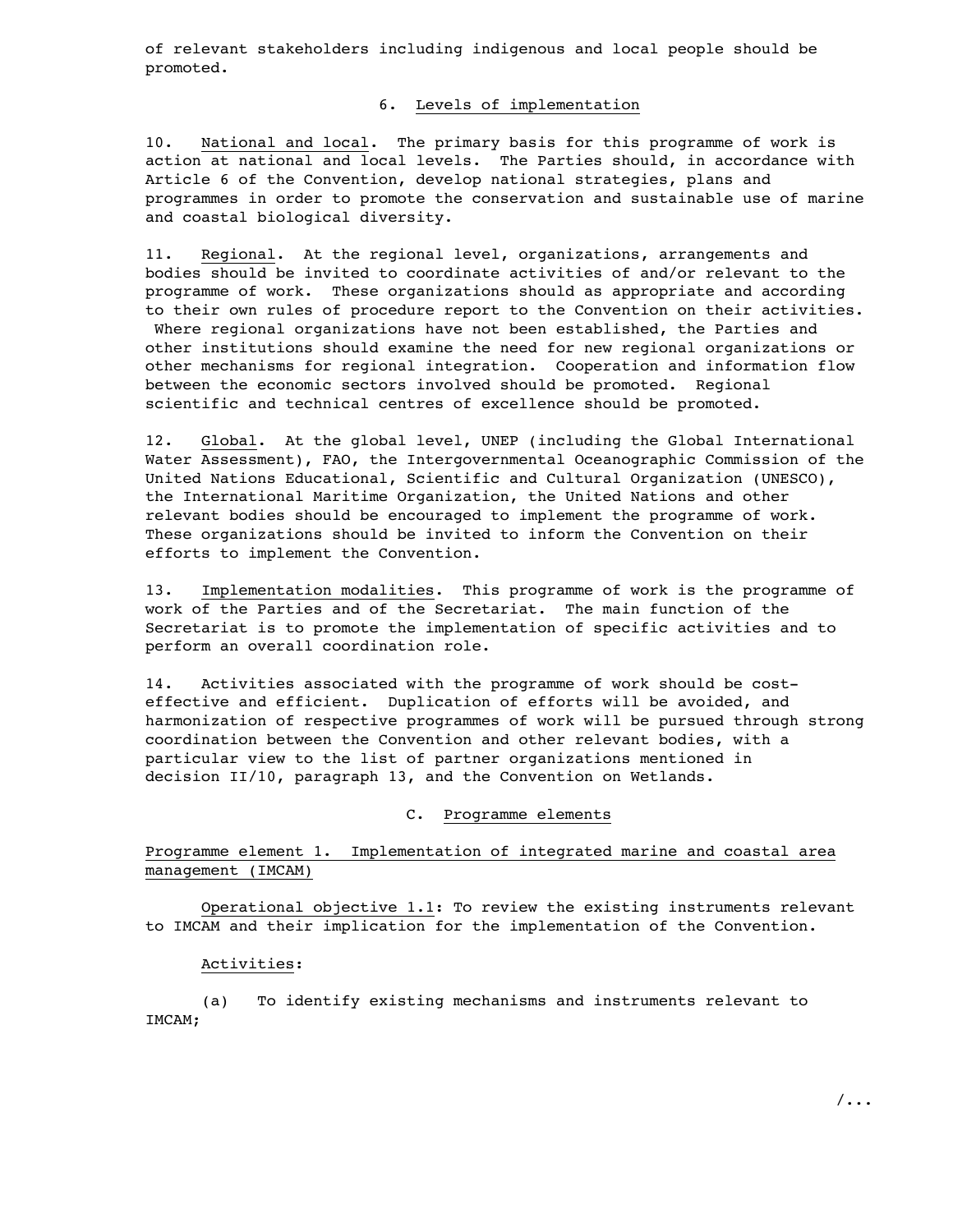of relevant stakeholders including indigenous and local people should be promoted.

### 6. Levels of implementation

10. National and local. The primary basis for this programme of work is action at national and local levels. The Parties should, in accordance with Article 6 of the Convention, develop national strategies, plans and programmes in order to promote the conservation and sustainable use of marine and coastal biological diversity.

11. Regional. At the regional level, organizations, arrangements and bodies should be invited to coordinate activities of and/or relevant to the programme of work. These organizations should as appropriate and according to their own rules of procedure report to the Convention on their activities. Where regional organizations have not been established, the Parties and other institutions should examine the need for new regional organizations or other mechanisms for regional integration. Cooperation and information flow between the economic sectors involved should be promoted. Regional scientific and technical centres of excellence should be promoted.

12. Global. At the global level, UNEP (including the Global International Water Assessment), FAO, the Intergovernmental Oceanographic Commission of the United Nations Educational, Scientific and Cultural Organization (UNESCO), the International Maritime Organization, the United Nations and other relevant bodies should be encouraged to implement the programme of work. These organizations should be invited to inform the Convention on their efforts to implement the Convention.

13. Implementation modalities. This programme of work is the programme of work of the Parties and of the Secretariat. The main function of the Secretariat is to promote the implementation of specific activities and to perform an overall coordination role.

14. Activities associated with the programme of work should be cost-effective and efficient. Duplication of efforts will be avoided, and harmonization of respective programmes of work will be pursued through strong coordination between the Convention and other relevant bodies, with a particular view to the list of partner organizations mentioned in decision II/10, paragraph 13, and the Convention on Wetlands.

## C. Programme elements

### Programme element 1. Implementation of integrated marine and coastal area management (IMCAM)

Operational objective 1.1: To review the existing instruments relevant to IMCAM and their implication for the implementation of the Convention.

Activities:

(a) To identify existing mechanisms and instruments relevant to IMCAM;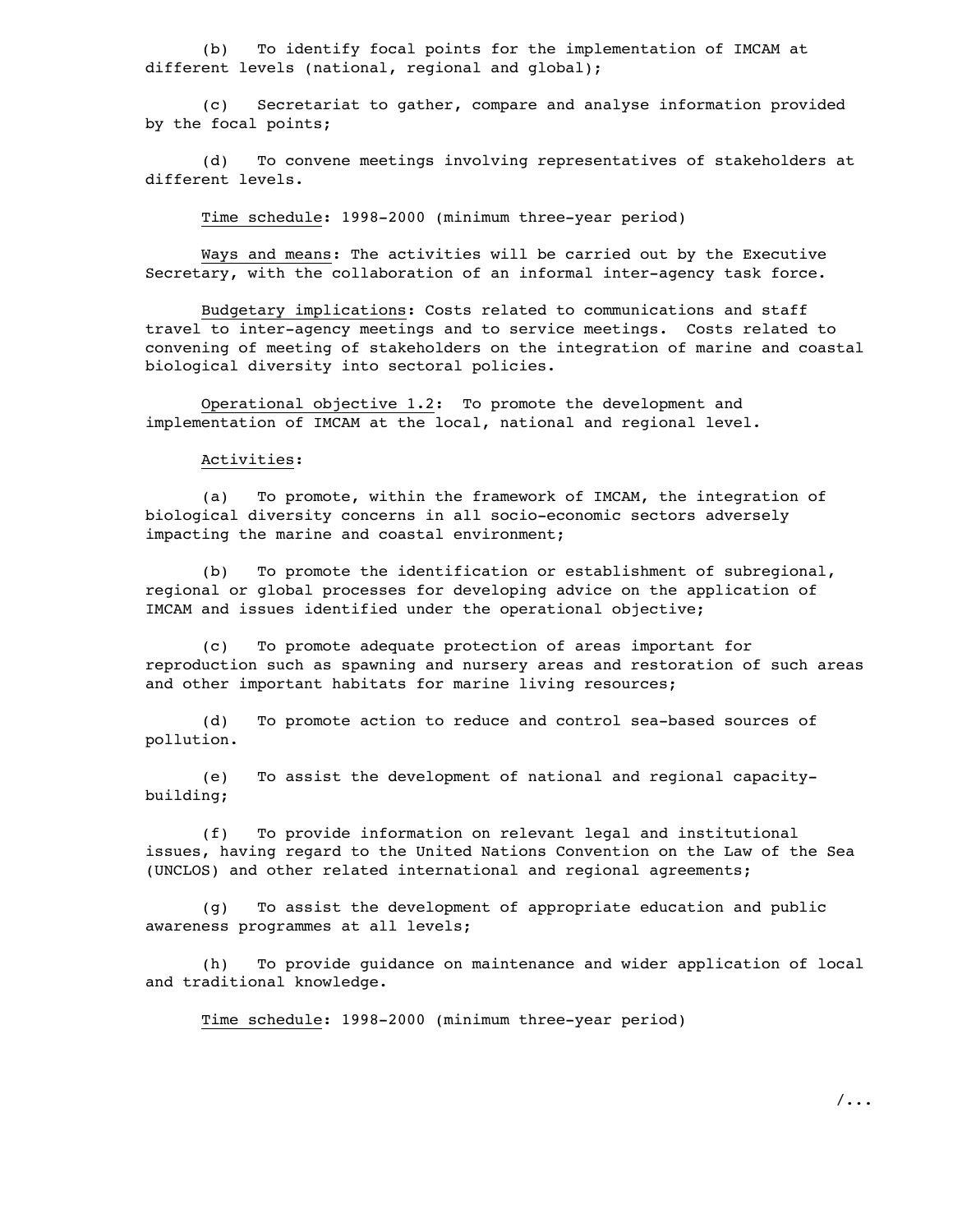(b) To identify focal points for the implementation of IMCAM at different levels (national, regional and global);

(c) Secretariat to gather, compare and analyse information provided by the focal points;

(d) To convene meetings involving representatives of stakeholders at different levels.

Time schedule: 1998-2000 (minimum three-year period)

Ways and means: The activities will be carried out by the Executive Secretary, with the collaboration of an informal inter-agency task force.

Budgetary implications: Costs related to communications and staff travel to inter-agency meetings and to service meetings. Costs related to convening of meeting of stakeholders on the integration of marine and coastal biological diversity into sectoral policies.

Operational objective 1.2: To promote the development and implementation of IMCAM at the local, national and regional level.

Activities:

(a) To promote, within the framework of IMCAM, the integration of biological diversity concerns in all socio-economic sectors adversely impacting the marine and coastal environment;

(b) To promote the identification or establishment of subregional, regional or global processes for developing advice on the application of IMCAM and issues identified under the operational objective;

(c) To promote adequate protection of areas important for reproduction such as spawning and nursery areas and restoration of such areas and other important habitats for marine living resources;

(d) To promote action to reduce and control sea-based sources of pollution.

(e) To assist the development of national and regional capacity-building;

(f) To provide information on relevant legal and institutional issues, having regard to the United Nations Convention on the Law of the Sea (UNCLOS) and other related international and regional agreements;

(g) To assist the development of appropriate education and public awareness programmes at all levels;

(h) To provide guidance on maintenance and wider application of local and traditional knowledge.

Time schedule: 1998-2000 (minimum three-year period)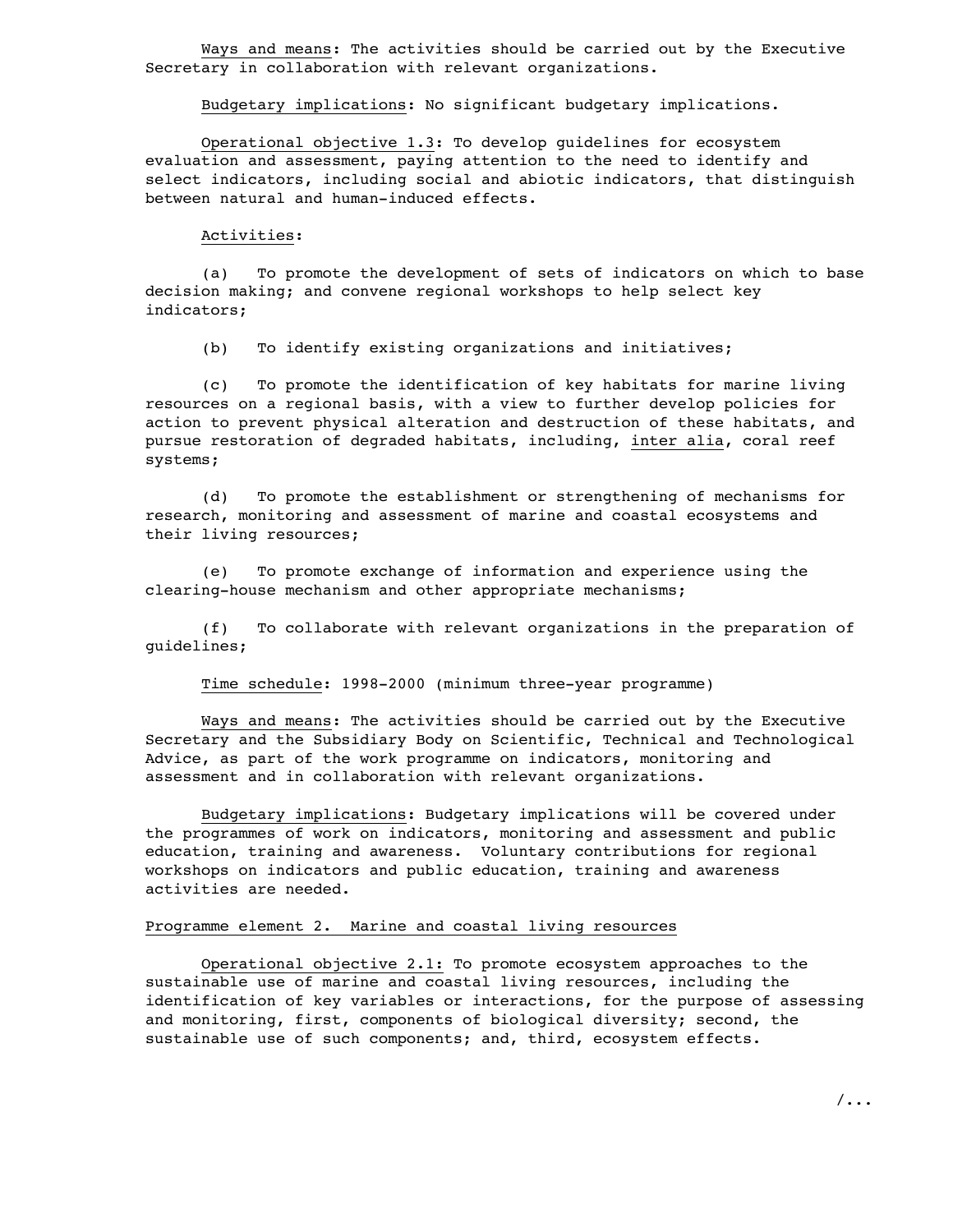Ways and means: The activities should be carried out by the Executive Secretary in collaboration with relevant organizations.

Budgetary implications: No significant budgetary implications.

Operational objective 1.3: To develop guidelines for ecosystem evaluation and assessment, paying attention to the need to identify and select indicators, including social and abiotic indicators, that distinguish between natural and human-induced effects.

Activities:

(a) To promote the development of sets of indicators on which to base decision making; and convene regional workshops to help select key indicators;

(b) To identify existing organizations and initiatives;

(c) To promote the identification of key habitats for marine living resources on a regional basis, with a view to further develop policies for action to prevent physical alteration and destruction of these habitats, and pursue restoration of degraded habitats, including, *inter alia*, coral reef systems;

(d) To promote the establishment or strengthening of mechanisms for research, monitoring and assessment of marine and coastal ecosystems and their living resources;

(e) To promote exchange of information and experience using the clearing-house mechanism and other appropriate mechanisms;

(f) To collaborate with relevant organizations in the preparation of guidelines;

Time schedule: 1998-2000 (minimum three-year programme)

Ways and means: The activities should be carried out by the Executive Secretary and the Subsidiary Body on Scientific, Technical and Technological Advice, as part of the work programme on indicators, monitoring and assessment and in collaboration with relevant organizations.

Budgetary implications: Budgetary implications will be covered under the programmes of work on indicators, monitoring and assessment and public education, training and awareness. Voluntary contributions for regional workshops on indicators and public education, training and awareness activities are needed.

## Programme element 2. Marine and coastal living resources

Operational objective 2.1: To promote ecosystem approaches to the sustainable use of marine and coastal living resources, including the identification of key variables or interactions, for the purpose of assessing and monitoring, first, components of biological diversity; second, the sustainable use of such components; and, third, ecosystem effects.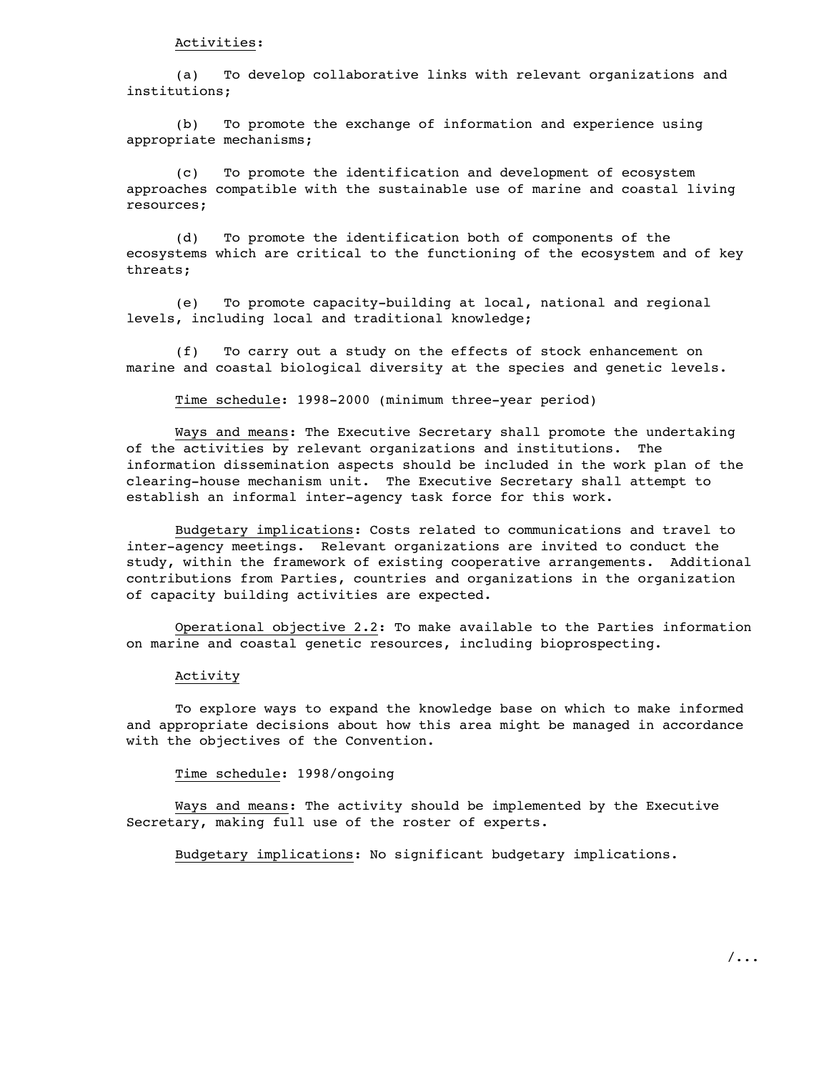Activities:

(a) To develop collaborative links with relevant organizations and institutions;

(b) To promote the exchange of information and experience using appropriate mechanisms;

(c) To promote the identification and development of ecosystem approaches compatible with the sustainable use of marine and coastal living resources;

(d) To promote the identification both of components of the ecosystems which are critical to the functioning of the ecosystem and of key threats;

(e) To promote capacity-building at local, national and regional levels, including local and traditional knowledge;

(f) To carry out a study on the effects of stock enhancement on marine and coastal biological diversity at the species and genetic levels.

Time schedule: 1998-2000 (minimum three-year period)

Ways and means: The Executive Secretary shall promote the undertaking of the activities by relevant organizations and institutions. The information dissemination aspects should be included in the work plan of the clearing-house mechanism unit. The Executive Secretary shall attempt to establish an informal inter-agency task force for this work.

Budgetary implications: Costs related to communications and travel to inter-agency meetings. Relevant organizations are invited to conduct the study, within the framework of existing cooperative arrangements. Additional contributions from Parties, countries and organizations in the organization of capacity building activities are expected.

Operational objective 2.2: To make available to the Parties information on marine and coastal genetic resources, including bioprospecting.

Activity

To explore ways to expand the knowledge base on which to make informed and appropriate decisions about how this area might be managed in accordance with the objectives of the Convention.

Time schedule: 1998/ongoing

Ways and means: The activity should be implemented by the Executive Secretary, making full use of the roster of experts.

Budgetary implications: No significant budgetary implications.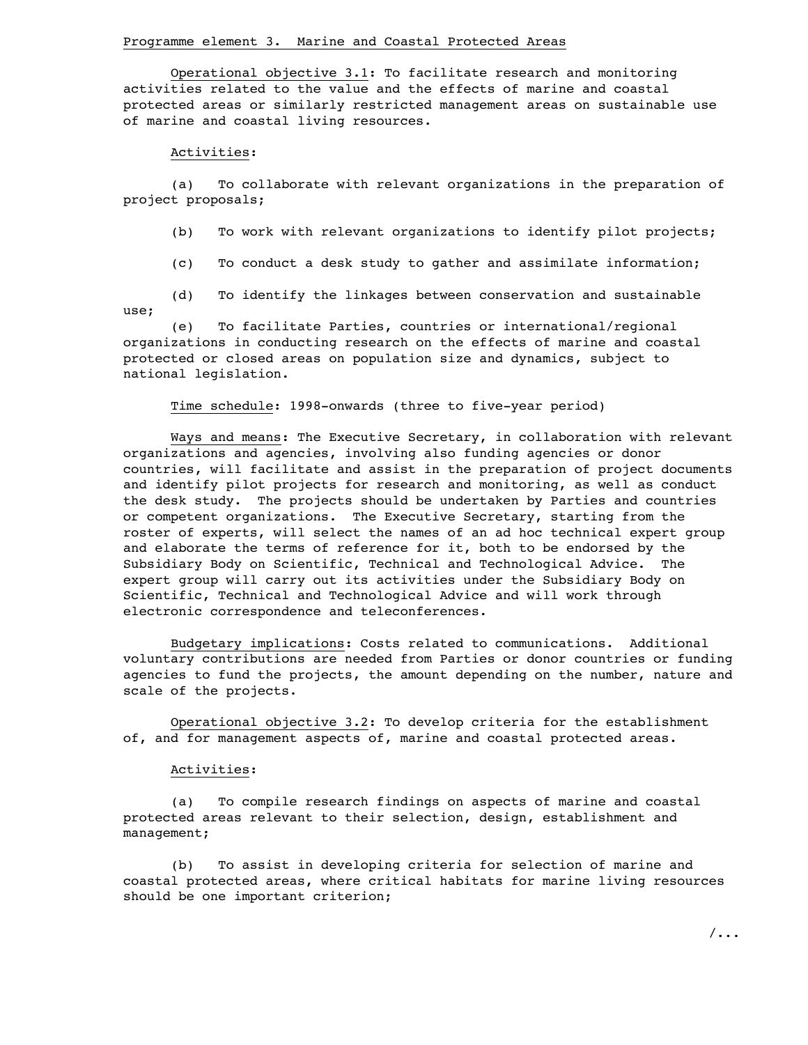Programme element 3. Marine and Coastal Protected Areas

Operational objective 3.1: To facilitate research and monitoring activities related to the value and the effects of marine and coastal protected areas or similarly restricted management areas on sustainable use of marine and coastal living resources.

Activities:

(a) To collaborate with relevant organizations in the preparation of project proposals;

(b) To work with relevant organizations to identify pilot projects;

(c) To conduct a desk study to gather and assimilate information;

(d) To identify the linkages between conservation and sustainable use;

(e) To facilitate Parties, countries or international/regional organizations in conducting research on the effects of marine and coastal protected or closed areas on population size and dynamics, subject to national legislation.

Time schedule: 1998-onwards (three to five-year period)

Ways and means: The Executive Secretary, in collaboration with relevant organizations and agencies, involving also funding agencies or donor countries, will facilitate and assist in the preparation of project documents and identify pilot projects for research and monitoring, as well as conduct the desk study. The projects should be undertaken by Parties and countries or competent organizations. The Executive Secretary, starting from the roster of experts, will select the names of an ad hoc technical expert group and elaborate the terms of reference for it, both to be endorsed by the Subsidiary Body on Scientific, Technical and Technological Advice. The expert group will carry out its activities under the Subsidiary Body on Scientific, Technical and Technological Advice and will work through electronic correspondence and teleconferences.

Budgetary implications: Costs related to communications. Additional voluntary contributions are needed from Parties or donor countries or funding agencies to fund the projects, the amount depending on the number, nature and scale of the projects.

Operational objective 3.2: To develop criteria for the establishment of, and for management aspects of, marine and coastal protected areas.

Activities:

(a) To compile research findings on aspects of marine and coastal protected areas relevant to their selection, design, establishment and management;

(b) To assist in developing criteria for selection of marine and coastal protected areas, where critical habitats for marine living resources should be one important criterion;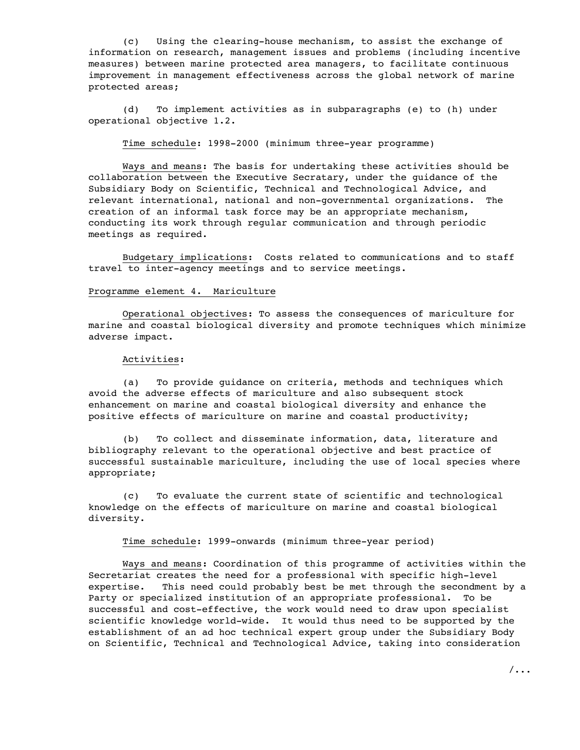(c) Using the clearing-house mechanism, to assist the exchange of information on research, management issues and problems (including incentive measures) between marine protected area managers, to facilitate continuous improvement in management effectiveness across the global network of marine protected areas;

(d) To implement activities as in subparagraphs (e) to (h) under operational objective 1.2.

Time schedule: 1998-2000 (minimum three-year programme)

Ways and means: The basis for undertaking these activities should be collaboration between the Executive Secratary, under the guidance of the Subsidiary Body on Scientific, Technical and Technological Advice, and relevant international, national and non-governmental organizations. The creation of an informal task force may be an appropriate mechanism, conducting its work through regular communication and through periodic meetings as required.

Budgetary implications: Costs related to communications and to staff travel to inter-agency meetings and to service meetings.

Programme element 4. Mariculture

Operational objectives: To assess the consequences of mariculture for marine and coastal biological diversity and promote techniques which minimize adverse impact.

Activities:

(a) To provide guidance on criteria, methods and techniques which avoid the adverse effects of mariculture and also subsequent stock enhancement on marine and coastal biological diversity and enhance the positive effects of mariculture on marine and coastal productivity;

(b) To collect and disseminate information, data, literature and bibliography relevant to the operational objective and best practice of successful sustainable mariculture, including the use of local species where appropriate;

(c) To evaluate the current state of scientific and technological knowledge on the effects of mariculture on marine and coastal biological diversity.

Time schedule: 1999-onwards (minimum three-year period)

Ways and means: Coordination of this programme of activities within the Secretariat creates the need for a professional with specific high-level expertise. This need could probably best be met through the secondment by a Party or specialized institution of an appropriate professional. To be successful and cost-effective, the work would need to draw upon specialist scientific knowledge world-wide. It would thus need to be supported by the establishment of an ad hoc technical expert group under the Subsidiary Body on Scientific, Technical and Technological Advice, taking into consideration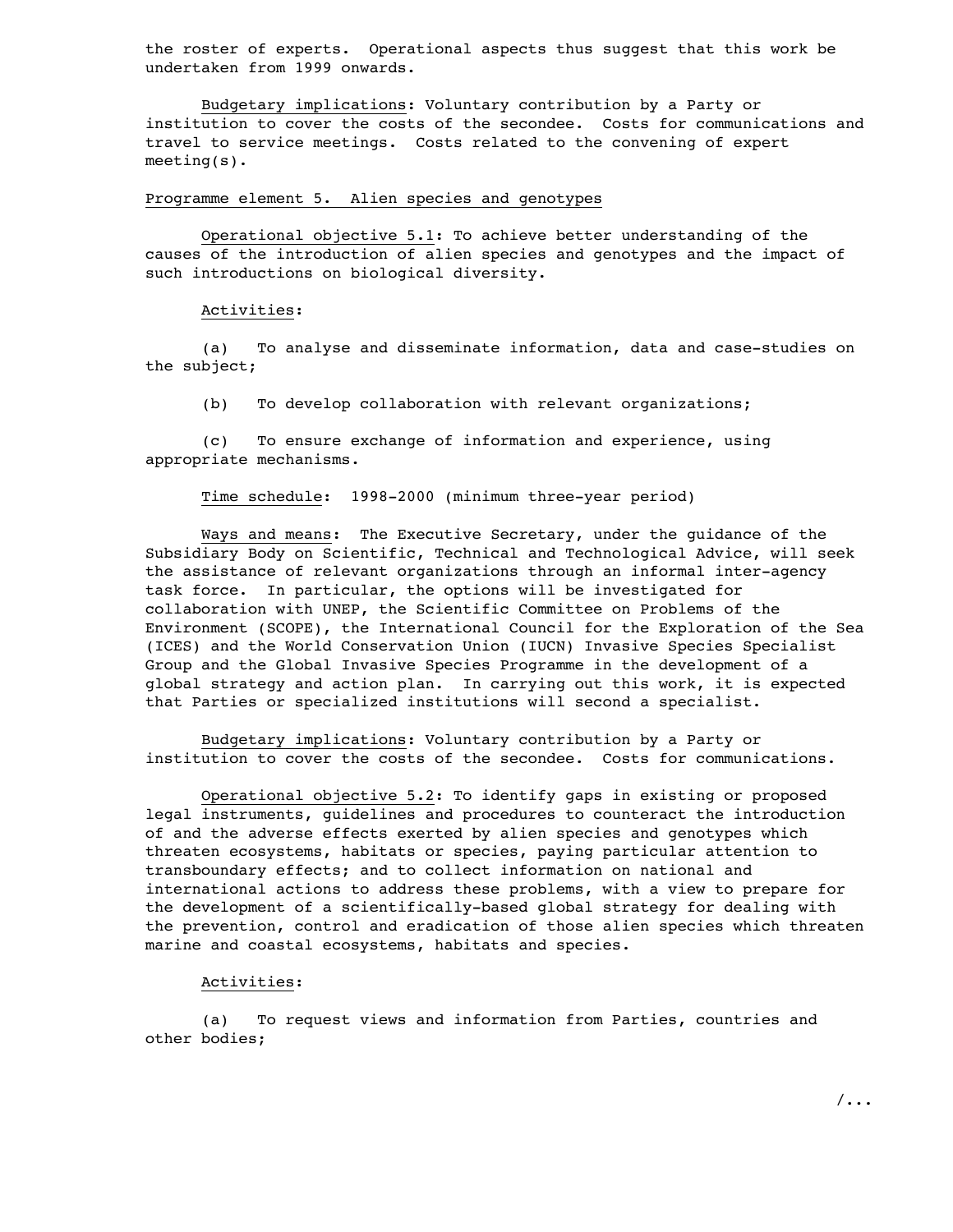the roster of experts. Operational aspects thus suggest that this work be undertaken from 1999 onwards.

Budgetary implications: Voluntary contribution by a Party or institution to cover the costs of the secondee. Costs for communications and travel to service meetings. Costs related to the convening of expert meeting(s).

Programme element 5. Alien species and genotypes

Operational objective 5.1: To achieve better understanding of the causes of the introduction of alien species and genotypes and the impact of such introductions on biological diversity.

Activities:

(a) To analyse and disseminate information, data and case-studies on the subject;

(b) To develop collaboration with relevant organizations;

(c) To ensure exchange of information and experience, using appropriate mechanisms.

Time schedule: 1998-2000 (minimum three-year period)

Ways and means: The Executive Secretary, under the guidance of the Subsidiary Body on Scientific, Technical and Technological Advice, will seek the assistance of relevant organizations through an informal inter-agency task force. In particular, the options will be investigated for collaboration with UNEP, the Scientific Committee on Problems of the Environment (SCOPE), the International Council for the Exploration of the Sea (ICES) and the World Conservation Union (IUCN) Invasive Species Specialist Group and the Global Invasive Species Programme in the development of a global strategy and action plan. In carrying out this work, it is expected that Parties or specialized institutions will second a specialist.

Budgetary implications: Voluntary contribution by a Party or institution to cover the costs of the secondee. Costs for communications.

Operational objective 5.2: To identify gaps in existing or proposed legal instruments, guidelines and procedures to counteract the introduction of and the adverse effects exerted by alien species and genotypes which threaten ecosystems, habitats or species, paying particular attention to transboundary effects; and to collect information on national and international actions to address these problems, with a view to prepare for the development of a scientifically-based global strategy for dealing with the prevention, control and eradication of those alien species which threaten marine and coastal ecosystems, habitats and species.

Activities:

(a) To request views and information from Parties, countries and other bodies;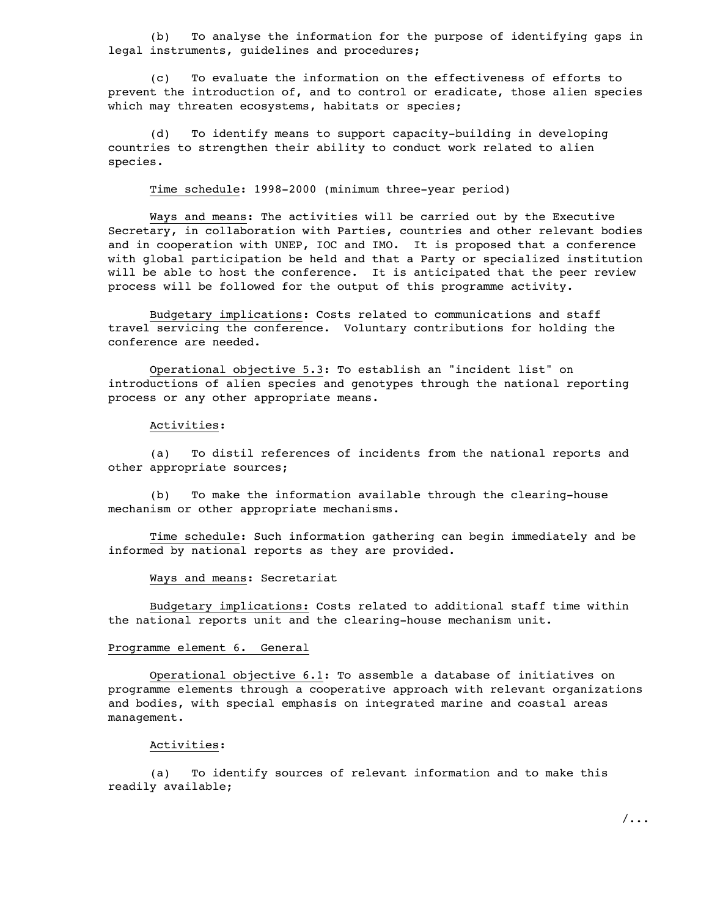(b) To analyse the information for the purpose of identifying gaps in legal instruments, guidelines and procedures;

(c) To evaluate the information on the effectiveness of efforts to prevent the introduction of, and to control or eradicate, those alien species which may threaten ecosystems, habitats or species;

(d) To identify means to support capacity-building in developing countries to strengthen their ability to conduct work related to alien species.

Time schedule: 1998-2000 (minimum three-year period)

Ways and means: The activities will be carried out by the Executive Secretary, in collaboration with Parties, countries and other relevant bodies and in cooperation with UNEP, IOC and IMO. It is proposed that a conference with global participation be held and that a Party or specialized institution will be able to host the conference. It is anticipated that the peer review process will be followed for the output of this programme activity.

Budgetary implications: Costs related to communications and staff travel servicing the conference. Voluntary contributions for holding the conference are needed.

Operational objective 5.3: To establish an "incident list" on introductions of alien species and genotypes through the national reporting process or any other appropriate means.

Activities:

(a) To distil references of incidents from the national reports and other appropriate sources;

(b) To make the information available through the clearing-house mechanism or other appropriate mechanisms.

Time schedule: Such information gathering can begin immediately and be informed by national reports as they are provided.

Ways and means: Secretariat

Budgetary implications: Costs related to additional staff time within the national reports unit and the clearing-house mechanism unit.

## Programme element 6. General

Operational objective 6.1: To assemble a database of initiatives on programme elements through a cooperative approach with relevant organizations and bodies, with special emphasis on integrated marine and coastal areas management.

Activities:

(a) To identify sources of relevant information and to make this readily available;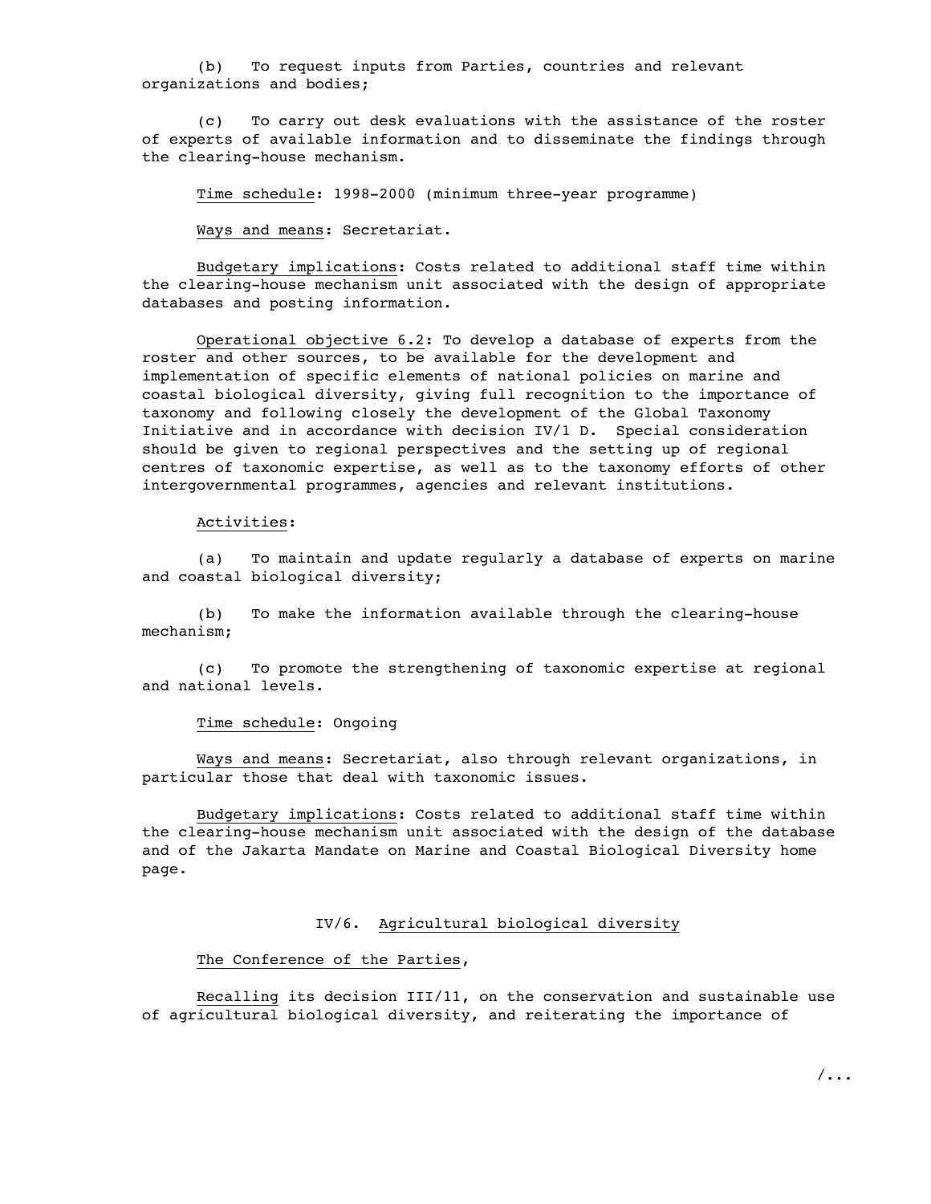(b) To request inputs from Parties, countries and relevant organizations and bodies;

(c) To carry out desk evaluations with the assistance of the roster of experts of available information and to disseminate the findings through the clearing-house mechanism.

Time schedule: 1998-2000 (minimum three-year programme)

Ways and means: Secretariat.

Budgetary implications: Costs related to additional staff time within the clearing-house mechanism unit associated with the design of appropriate databases and posting information.

Operational objective 6.2: To develop a database of experts from the roster and other sources, to be available for the development and implementation of specific elements of national policies on marine and coastal biological diversity, giving full recognition to the importance of taxonomy and following closely the development of the Global Taxonomy Initiative and in accordance with decision IV/1 D. Special consideration should be given to regional perspectives and the setting up of regional centres of taxonomic expertise, as well as to the taxonomy efforts of other intergovernmental programmes, agencies and relevant institutions.

Activities:

(a) To maintain and update regularly a database of experts on marine and coastal biological diversity;

(b) To make the information available through the clearing-house mechanism;

(c) To promote the strengthening of taxonomic expertise at regional and national levels.

Time schedule: Ongoing

Ways and means: Secretariat, also through relevant organizations, in particular those that deal with taxonomic issues.

Budgetary implications: Costs related to additional staff time within the clearing-house mechanism unit associated with the design of the database and of the Jakarta Mandate on Marine and Coastal Biological Diversity home page.

## IV/6. Agricultural biological diversity

The Conference of the Parties,

Recalling its decision III/11, on the conservation and sustainable use of agricultural biological diversity, and reiterating the importance of